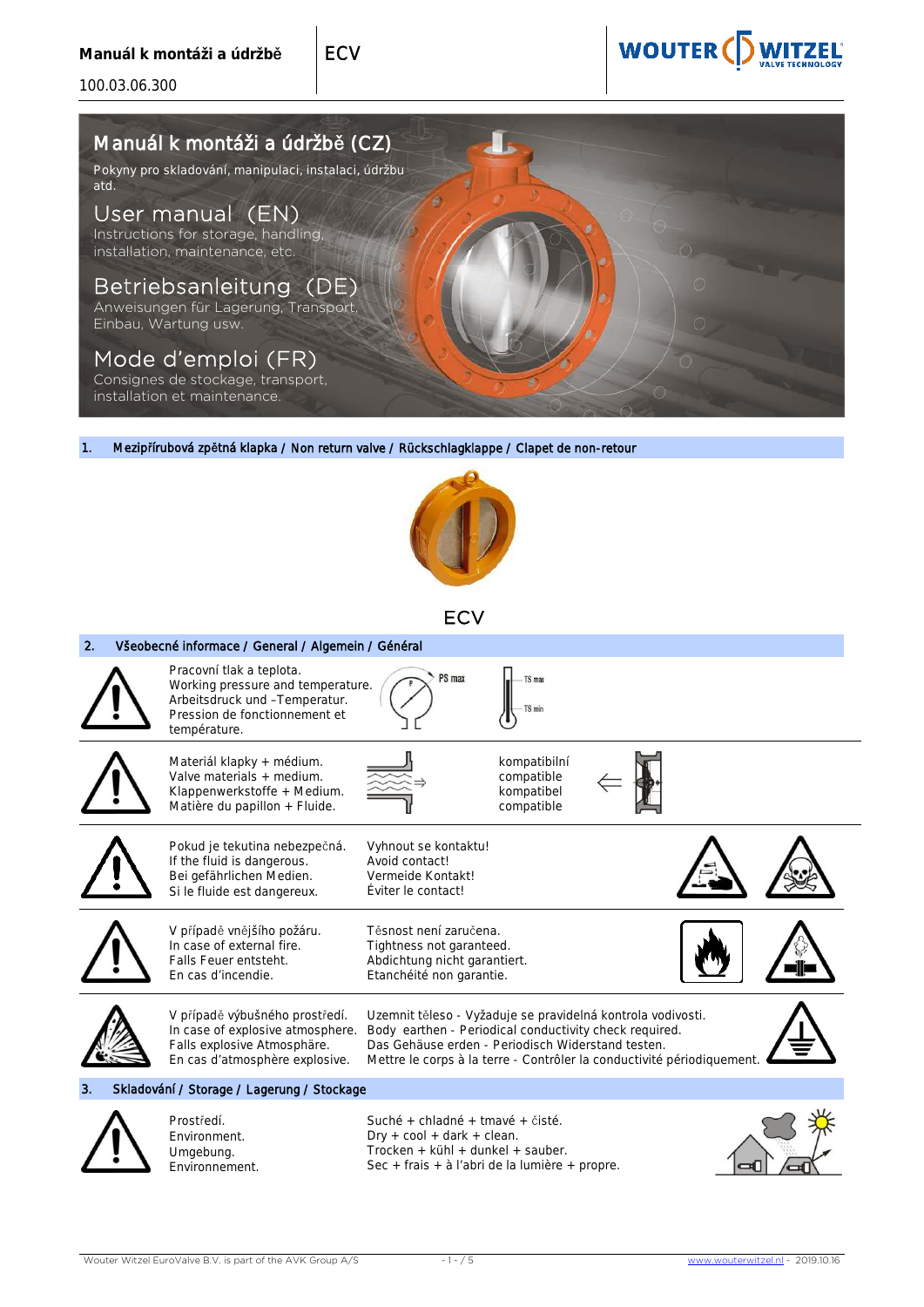# Manuál k montáži a údržbě (CZ)

Pokyny pro skladování, manipulaci, instalaci, údržbu atd.

## User manual (EN)

Instructions for storage, handling, installation, maintenance, etc.

## Betriebsanleitung (DE)

Anweisungen für Lagerung, Transport, Einbau, Wartung usw.

## Mode d'emploi (FR)

Consignes de stockage, transport, installation et maintenance.

## 1. Mezipřírubová zpětná klapka / Non return valve / Rückschlagklappe / Clapet de non-retour

ECV

## 2. Všeobecné informace / General / Algemein / Général

Pracovní tlak a teplota.
Working pressure and temperature.
Arbeitsdruck und –Temperatur.
Pression de fonctionnement et température.

PS max — TS max — TS min

Materiál klapky + médium.
Valve materials + medium.
Klappenwerkstoffe + Medium.
Matière du papillon + Fluide.

kompatibilní
compatible
kompatibel
compatible

Pokud je tekutina nebezpečná.
If the fluid is dangerous.
Bei gefährlichen Medien.
Si le fluide est dangereux.

Vyhnout se kontaktu!
Avoid contact!
Vermeide Kontakt!
Éviter le contact!

V případě vnějšího požáru.
In case of external fire.
Falls Feuer entsteht.
En cas d'incendie.

Těsnost není zaručena.
Tightness not garanteed.
Abdichtung nicht garantiert.
Etanchéité non garantie.

V případě výbušného prostředí.
In case of explosive atmosphere.
Falls explosive Atmosphäre.
En cas d'atmosphère explosive.

Uzemnit těleso - Vyžaduje se pravidelná kontrola vodivosti.
Body earthen - Periodical conductivity check required.
Das Gehäuse erden - Periodisch Widerstand testen.
Mettre le corps à la terre - Contrôler la conductivité périodiquement.

## 3. Skladování / Storage / Lagerung / Stockage

Prostředí.
Environment.
Umgebung.
Environnement.

Suché + chladné + tmavé + čisté.
Dry + cool + dark + clean.
Trocken + kühl + dunkel + sauber.
Sec + frais + à l'abri de la lumière + propre.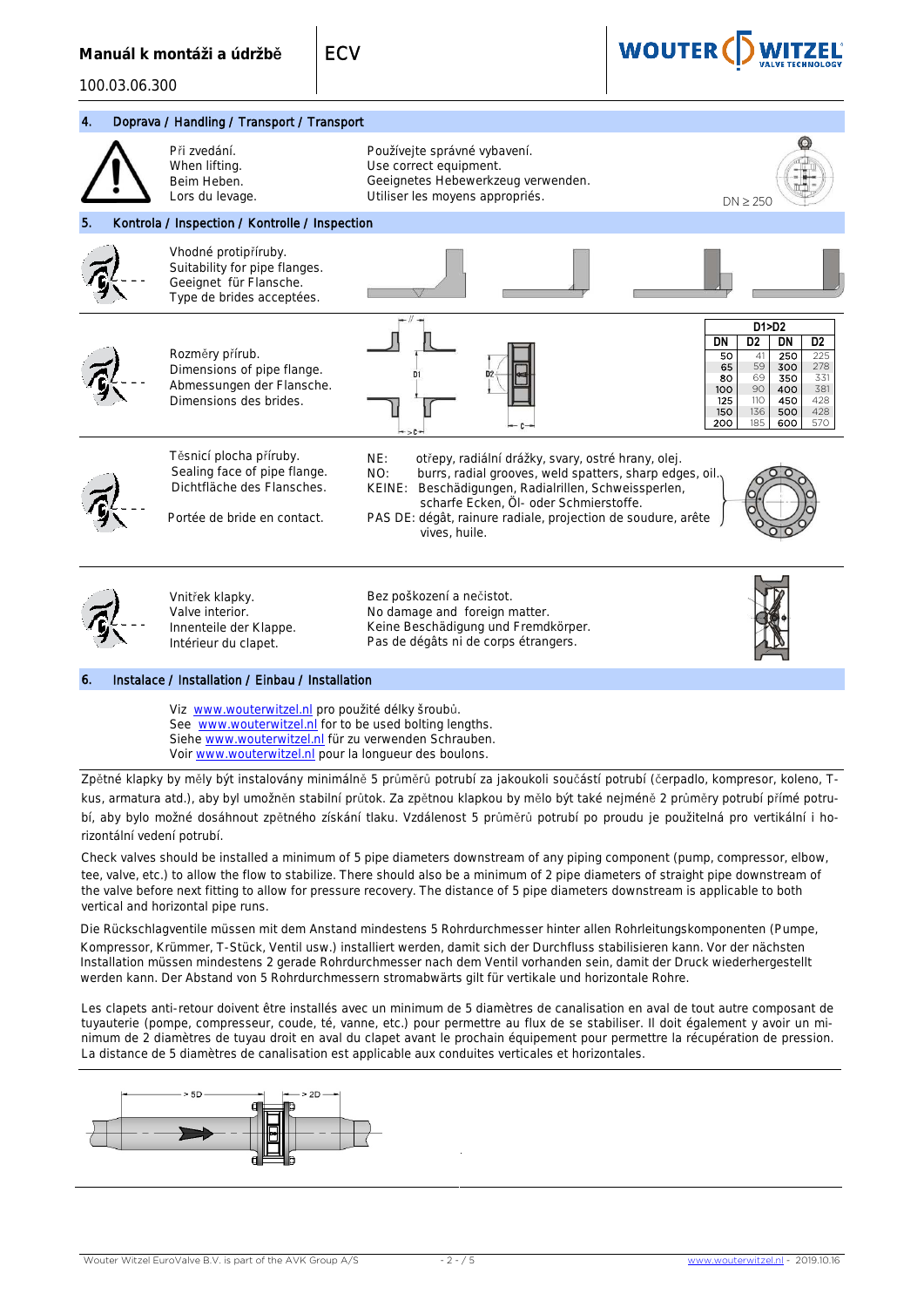## 4. Doprava / Handling / Transport / Transport

Při zvedání.
When lifting.
Beim Heben.
Lors du levage.

Používejte správné vybavení.
Use correct equipment.
Geeignetes Hebewerkzeug verwenden.
Utiliser les moyens appropriés.

DN ≥ 250

## 5. Kontrola / Inspection / Kontrolle / Inspection

Vhodné protipříruby.
Suitability for pipe flanges.
Geeignet für Flansche.
Type de brides acceptées.

Rozměry přírub.
Dimensions of pipe flange.
Abmessungen der Flansche.
Dimensions des brides.

| D1>D2 | | | |
|---|---|---|---|
| DN | D2 | DN | D2 |
| 50 | 41 | 250 | 225 |
| 65 | 59 | 300 | 278 |
| 80 | 69 | 350 | 331 |
| 100 | 90 | 400 | 381 |
| 125 | 110 | 450 | 428 |
| 150 | 136 | 500 | 428 |
| 200 | 185 | 600 | 570 |

Těsnicí plocha příruby.
Sealing face of pipe flange.
Dichtfläche des Flansches.

Portée de bride en contact.

NE: otřepy, radiální drážky, svary, ostré hrany, olej.
NO: burrs, radial grooves, weld spatters, sharp edges, oil.
KEINE: Beschädigungen, Radialrillen, Schweissperlen, scharfe Ecken, Öl- oder Schmierstoffe.
PAS DE: dégât, rainure radiale, projection de soudure, arête vives, huile.

Vnitřek klapky.
Valve interior.
Innenteile der Klappe.
Intérieur du clapet.

Bez poškození a nečistot.
No damage and foreign matter.
Keine Beschädigung und Fremdkörper.
Pas de dégâts ni de corps étrangers.

## 6. Instalace / Installation / Einbau / Installation

Viz www.wouterwitzel.nl pro použité délky šroubů.
See www.wouterwitzel.nl for to be used bolting lengths.
Siehe www.wouterwitzel.nl für zu verwenden Schrauben.
Voir www.wouterwitzel.nl pour la longueur des boulons.

Zpětné klapky by měly být instalovány minimálně 5 průměrů potrubí za jakoukoli součástí potrubí (čerpadlo, kompresor, koleno, T-kus, armatura atd.), aby byl umožněn stabilní průtok. Za zpětnou klapkou by mělo být také nejméně 2 průměry potrubí přímé potrubí, aby bylo možné dosáhnout zpětného získání tlaku. Vzdálenost 5 průměrů potrubí po proudu je použitelná pro vertikální i horizontální vedení potrubí.

Check valves should be installed a minimum of 5 pipe diameters downstream of any piping component (pump, compressor, elbow, tee, valve, etc.) to allow the flow to stabilize. There should also be a minimum of 2 pipe diameters of straight pipe downstream of the valve before next fitting to allow for pressure recovery. The distance of 5 pipe diameters downstream is applicable to both vertical and horizontal pipe runs.

Die Rückschlagventile müssen mit dem Anstand mindestens 5 Rohrdurchmesser hinter allen Rohrleitungskomponenten (Pumpe, Kompressor, Krümmer, T-Stück, Ventil usw.) installiert werden, damit sich der Durchfluss stabilisieren kann. Vor der nächsten Installation müssen mindestens 2 gerade Rohrdurchmesser nach dem Ventil vorhanden sein, damit der Druck wiederhergestellt werden kann. Der Abstand von 5 Rohrdurchmessern stromabwärts gilt für vertikale und horizontale Rohre.

Les clapets anti-retour doivent être installés avec un minimum de 5 diamètres de canalisation en aval de tout autre composant de tuyauterie (pompe, compresseur, coude, té, vanne, etc.) pour permettre au flux de se stabiliser. Il doit également y avoir un minimum de 2 diamètres de tuyau droit en aval du clapet avant le prochain équipement pour permettre la récupération de pression. La distance de 5 diamètres de canalisation est applicable aux conduites verticales et horizontales.

> 5D  > 2D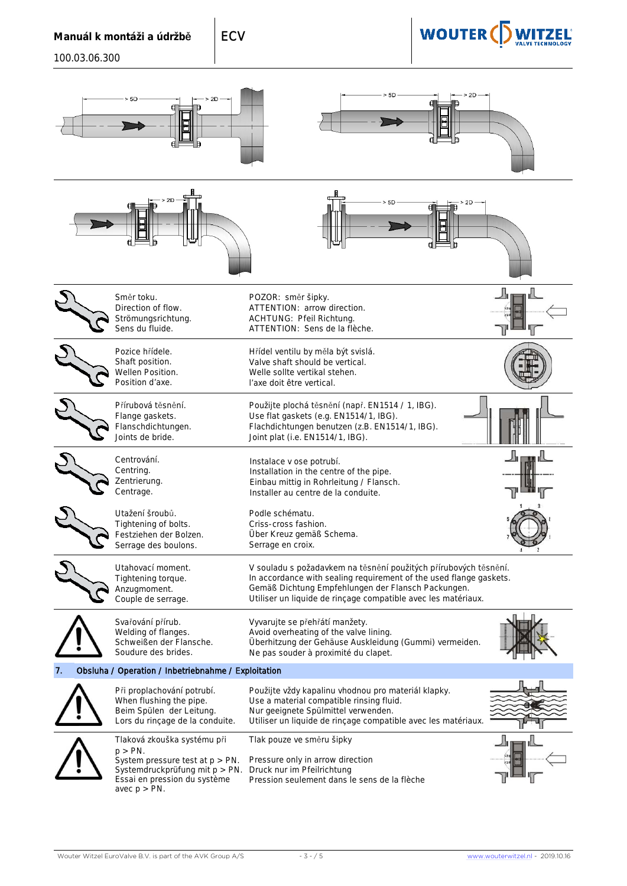| | | |
|---|---|---|
| Směr toku.<br>Direction of flow.<br>Strömungsrichtung.<br>Sens du fluide. | POZOR: směr šipky.<br>ATTENTION: arrow direction.<br>ACHTUNG: Pfeil Richtung.<br>ATTENTION: Sens de la flèche. | |
| Pozice hřídele.<br>Shaft position.<br>Wellen Position.<br>Position d'axe. | Hřídel ventilu by měla být svislá.<br>Valve shaft should be vertical.<br>Welle sollte vertikal stehen.<br>l'axe doit être vertical. | |
| Přírubová těsnění.<br>Flange gaskets.<br>Flanschdichtungen.<br>Joints de bride. | Použijte plochá těsnění (např. EN1514 / 1, IBG).<br>Use flat gaskets (e.g. EN1514/1, IBG).<br>Flachdichtungen benutzen (z.B. EN1514/1, IBG).<br>Joint plat (i.e. EN1514/1, IBG). | |
| Centrování.<br>Centring.<br>Zentrierung.<br>Centrage. | Instalace v ose potrubí.<br>Installation in the centre of the pipe.<br>Einbau mittig in Rohrleitung / Flansch.<br>Installer au centre de la conduite. | |
| Utažení šroubů.<br>Tightening of bolts.<br>Festziehen der Bolzen.<br>Serrage des boulons. | Podle schématu.<br>Criss-cross fashion.<br>Über Kreuz gemäß Schema.<br>Serrage en croix. | |
| Utahovací moment.<br>Tightening torque.<br>Anzugmoment.<br>Couple de serrage. | V souladu s požadavkem na těsnění použitých přírubových těsnění.<br>In accordance with sealing requirement of the used flange gaskets.<br>Gemäß Dichtung Empfehlungen der Flansch Packungen.<br>Utiliser un liquide de rinçage compatible avec les matériaux. | |
| Svařování přírub.<br>Welding of flanges.<br>Schweißen der Flansche.<br>Soudure des brides. | Vyvarujte se přehřátí manžety.<br>Avoid overheating of the valve lining.<br>Überhitzung der Gehäuse Auskleidung (Gummi) vermeiden.<br>Ne pas souder à proximité du clapet. | |

## 7. Obsluha / Operation / Inbetriebnahme / Exploitation

| | | |
|---|---|---|
| Při proplachování potrubí.<br>When flushing the pipe.<br>Beim Spülen der Leitung.<br>Lors du rinçage de la conduite. | Použijte vždy kapalinu vhodnou pro materiál klapky.<br>Use a material compatible rinsing fluid.<br>Nur geeignete Spülmittel verwenden.<br>Utiliser un liquide de rinçage compatible avec les matériaux. | |
| Tlaková zkouška systému při p > PN.<br>System pressure test at p > PN.<br>Systemdruckprüfung mit p > PN.<br>Essai en pression du système avec p > PN. | Tlak pouze ve směru šipky<br><br>Pressure only in arrow direction<br>Druck nur im Pfeilrichtung<br>Pression seulement dans le sens de la flèche | |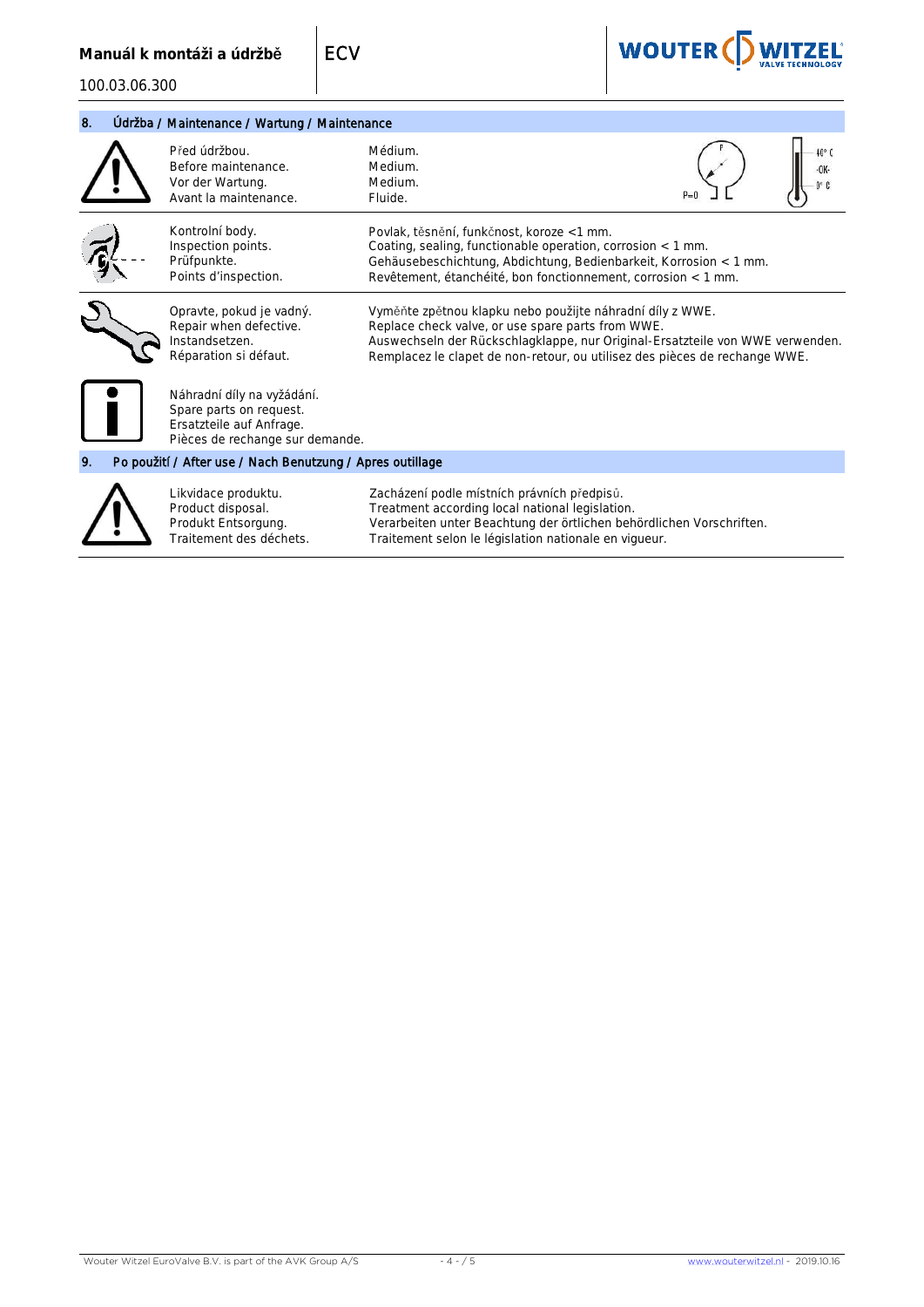## 8. Údržba / Maintenance / Wartung / Maintenance

| | | |
|---|---|---|
| Před údržbou.<br>Before maintenance.<br>Vor der Wartung.<br>Avant la maintenance. | Médium.<br>Medium.<br>Medium.<br>Fluide. | P=0 / 40° C -OK- 0° C |
| Kontrolní body.<br>Inspection points.<br>Prüfpunkte.<br>Points d'inspection. | Povlak, těsnění, funkčnost, koroze <1 mm.<br>Coating, sealing, functionable operation, corrosion < 1 mm.<br>Gehäusebeschichtung, Abdichtung, Bedienbarkeit, Korrosion < 1 mm.<br>Revêtement, étanchéité, bon fonctionnement, corrosion < 1 mm. | |
| Opravte, pokud je vadný.<br>Repair when defective.<br>Instandsetzen.<br>Réparation si défaut. | Vyměňte zpětnou klapku nebo použijte náhradní díly z WWE.<br>Replace check valve, or use spare parts from WWE.<br>Auswechseln der Rückschlagklappe, nur Original-Ersatzteile von WWE verwenden.<br>Remplacez le clapet de non-retour, ou utilisez des pièces de rechange WWE. | |
| Náhradní díly na vyžádání.<br>Spare parts on request.<br>Ersatzteile auf Anfrage.<br>Pièces de rechange sur demande. | | |

## 9. Po použití / After use / Nach Benutzung / Apres outillage

| | |
|---|---|
| Likvidace produktu.<br>Product disposal.<br>Produkt Entsorgung.<br>Traitement des déchets. | Zacházení podle místních právních předpisů.<br>Treatment according local national legislation.<br>Verarbeiten unter Beachtung der örtlichen behördlichen Vorschriften.<br>Traitement selon le législation nationale en vigueur. |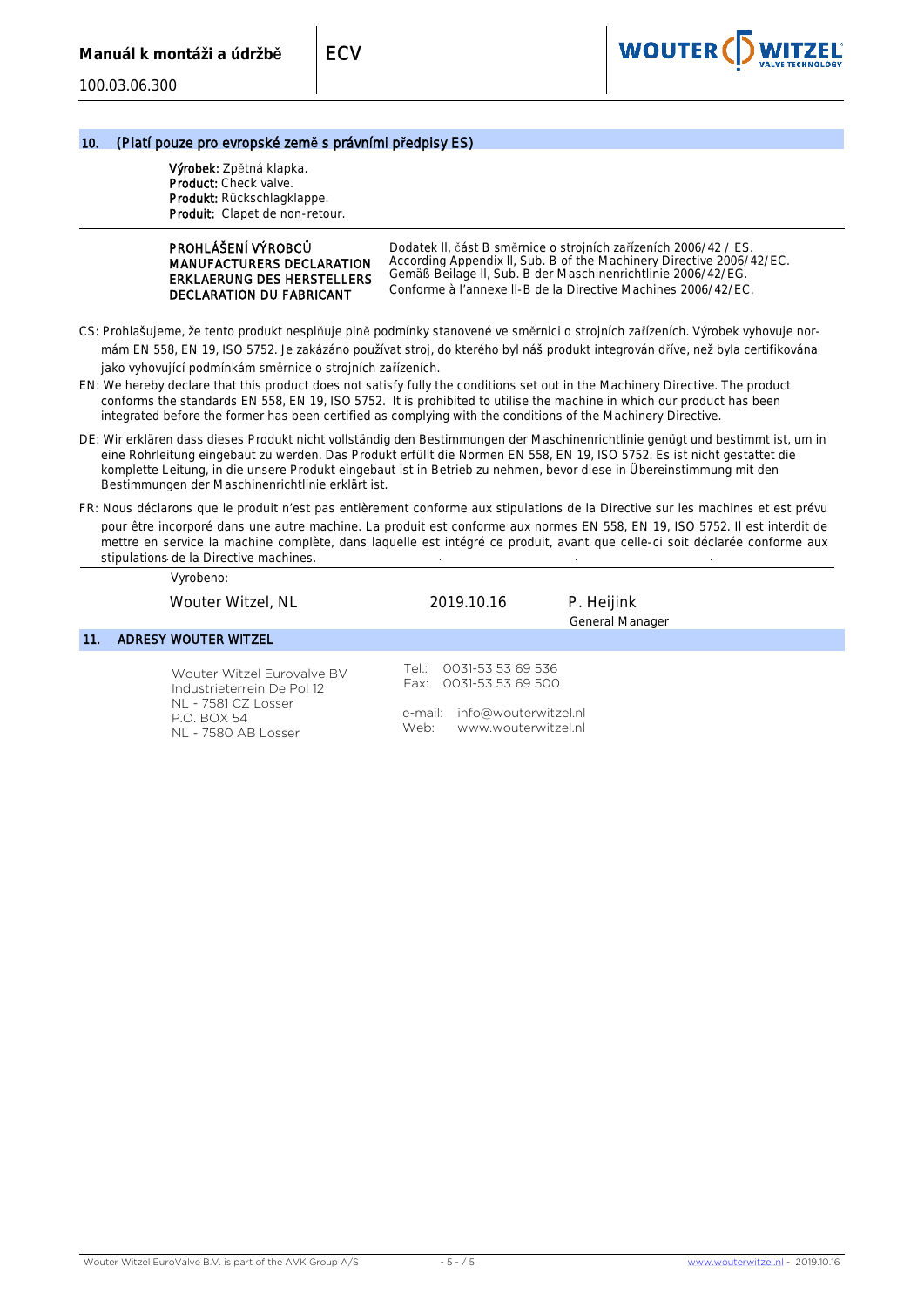## 10. (Platí pouze pro evropské země s právními předpisy ES)

**Výrobek:** Zpětná klapka.
**Product:** Check valve.
**Produkt:** Rückschlagklappe.
**Produit:** Clapet de non-retour.

| | |
|---|---|
| PROHLÁŠENÍ VÝROBCŮ<br>MANUFACTURERS DECLARATION<br>ERKLAERUNG DES HERSTELLERS<br>DECLARATION DU FABRICANT | Dodatek ll, část B směrnice o strojních zařízeních 2006/42 / ES.<br>According Appendix ll, Sub. B of the Machinery Directive 2006/42/EC.<br>Gemäß Beilage ll, Sub. B der Maschinenrichtlinie 2006/42/EG.<br>Conforme à l'annexe II-B de la Directive Machines 2006/42/EC. |

CS: Prohlašujeme, že tento produkt nesplňuje plně podmínky stanovené ve směrnici o strojních zařízeních. Výrobek vyhovuje normám EN 558, EN 19, ISO 5752. Je zakázáno používat stroj, do kterého byl náš produkt integrován dříve, než byla certifikována jako vyhovující podmínkám směrnice o strojních zařízeních.

EN: We hereby declare that this product does not satisfy fully the conditions set out in the Machinery Directive. The product conforms the standards EN 558, EN 19, ISO 5752. It is prohibited to utilise the machine in which our product has been integrated before the former has been certified as complying with the conditions of the Machinery Directive.

DE: Wir erklären dass dieses Produkt nicht vollständig den Bestimmungen der Maschinenrichtlinie genügt und bestimmt ist, um in eine Rohrleitung eingebaut zu werden. Das Produkt erfüllt die Normen EN 558, EN 19, ISO 5752. Es ist nicht gestattet die komplette Leitung, in die unsere Produkt eingebaut ist in Betrieb zu nehmen, bevor diese in Übereinstimmung mit den Bestimmungen der Maschinenrichtlinie erklärt ist.

FR: Nous déclarons que le produit n'est pas entièrement conforme aux stipulations de la Directive sur les machines et est prévu pour être incorporé dans une autre machine. La produit est conforme aux normes EN 558, EN 19, ISO 5752. Il est interdit de mettre en service la machine complète, dans laquelle est intégré ce produit, avant que celle-ci soit déclarée conforme aux stipulations de la Directive machines.

Vyrobeno:

| | | |
|---|---|---|
| Wouter Witzel, NL | 2019.10.16 | P. Heijink<br>General Manager |

## 11. ADRESY WOUTER WITZEL

Wouter Witzel Eurovalve BV
Industrieterrein De Pol 12
NL - 7581 CZ Losser
P.O. BOX 54
NL - 7580 AB Losser

Tel.: 0031-53 53 69 536
Fax: 0031-53 53 69 500

e-mail: info@wouterwitzel.nl
Web: www.wouterwitzel.nl